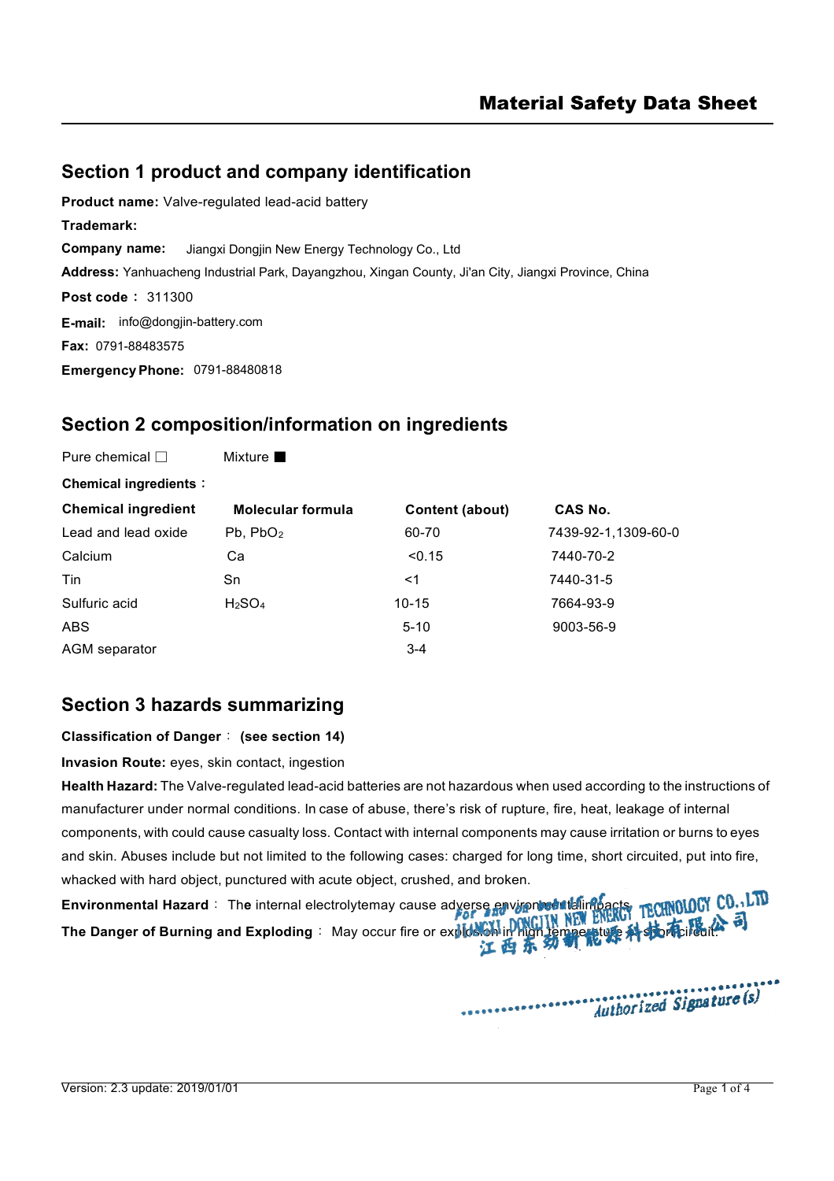# Material Safety Data Sheet

## Section 1 product and company identification

**Product name:** Valve-regulated lead-acid battery

**Trademark:**

**Company name:** Jiangxi Dongjin New Energy Technology Co., Ltd

**Address:** Yanhuacheng Industrial Park, Dayangzhou, Xingan County, Ji'an City, Jiangxi Province, China

**Post code：** 311300

**E-mail:** info@dongjin-battery.com

**Fax:** 0791-88483575

**Emergency Phone:** 0791-88480818

## Section 2 composition/information on ingredients

Pure chemical □　　Mixture ■

**Chemical ingredients：**

| Chemical ingredient | Molecular formula | Content (about) | CAS No. |
|---|---|---|---|
| Lead and lead oxide | Pb, $PbO_2$ | 60-70 | 7439-92-1,1309-60-0 |
| Calcium | Ca | <0.15 | 7440-70-2 |
| Tin | Sn | <1 | 7440-31-5 |
| Sulfuric acid | $H_2SO_4$ | 10-15 | 7664-93-9 |
| ABS | | 5-10 | 9003-56-9 |
| AGM separator | | 3-4 | |

## Section 3 hazards summarizing

**Classification of Danger：(see section 14)**

**Invasion Route:** eyes, skin contact, ingestion

**Health Hazard:** The Valve-regulated lead-acid batteries are not hazardous when used according to the instructions of manufacturer under normal conditions. In case of abuse, there's risk of rupture, fire, heat, leakage of internal components, with could cause casualty loss. Contact with internal components may cause irritation or burns to eyes and skin. Abuses include but not limited to the following cases: charged for long time, short circuited, put into fire, whacked with hard object, punctured with acute object, crushed, and broken.

**Environmental Hazard：** The internal electrolytemay cause adverse environmental impacts.

**The Danger of Burning and Exploding：** May occur fire or explosion in high temperature and short circuit.

For and on behalf of JIANGXI DONGJIN NEW ENERGY TECHNOLOGY CO., LTD
江西东劲新能源科技有限公司

Authorized Signature(s)

Version: 2.3 update: 2019/01/01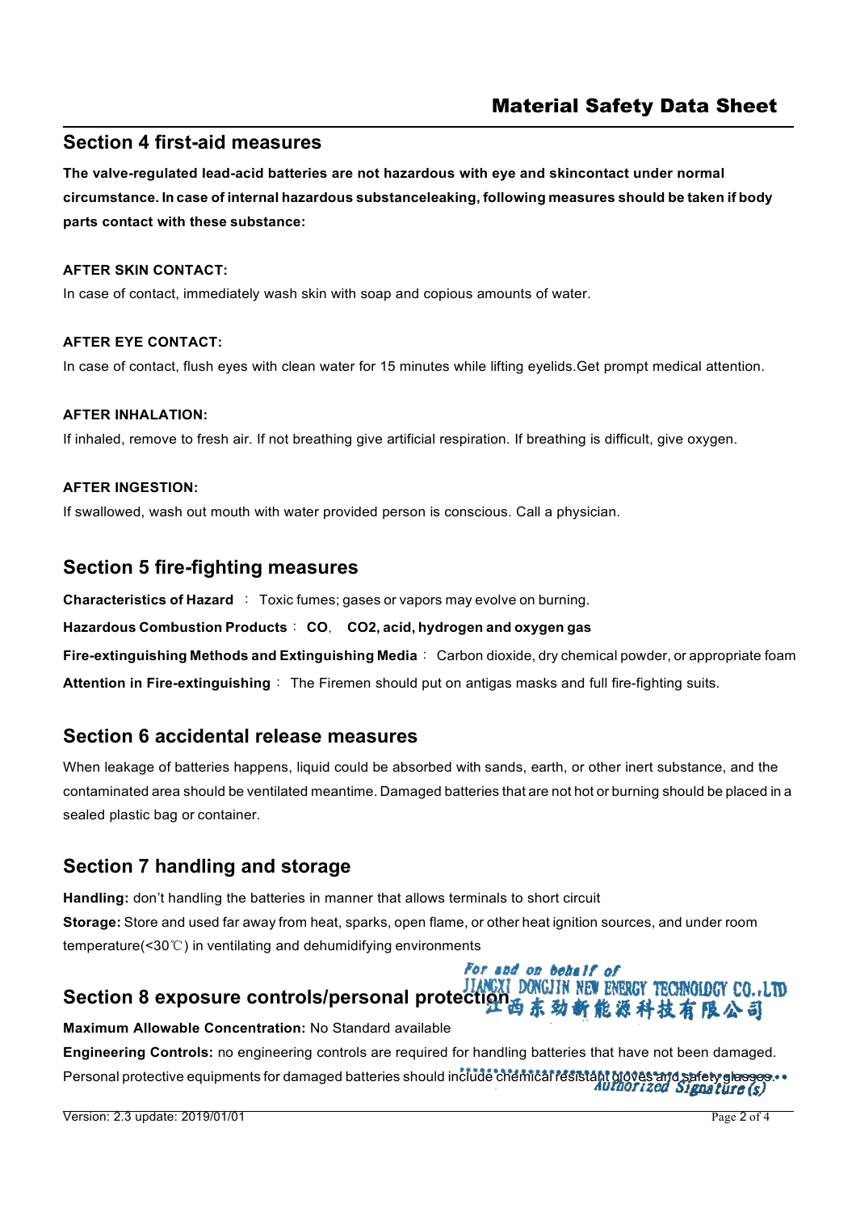## Section 4 first-aid measures

**The valve-regulated lead-acid batteries are not hazardous with eye and skincontact under normal circumstance. In case of internal hazardous substanceleaking, following measures should be taken if body parts contact with these substance:**

**AFTER SKIN CONTACT:**

In case of contact, immediately wash skin with soap and copious amounts of water.

**AFTER EYE CONTACT:**

In case of contact, flush eyes with clean water for 15 minutes while lifting eyelids.Get prompt medical attention.

**AFTER INHALATION:**

If inhaled, remove to fresh air. If not breathing give artificial respiration. If breathing is difficult, give oxygen.

**AFTER INGESTION:**

If swallowed, wash out mouth with water provided person is conscious. Call a physician.

## Section 5 fire-fighting measures

**Characteristics of Hazard** ： Toxic fumes; gases or vapors may evolve on burning.

**Hazardous Combustion Products**： **CO**， **CO2, acid, hydrogen and oxygen gas**

**Fire-extinguishing Methods and Extinguishing Media**： Carbon dioxide, dry chemical powder, or appropriate foam

**Attention in Fire-extinguishing**： The Firemen should put on antigas masks and full fire-fighting suits.

## Section 6 accidental release measures

When leakage of batteries happens, liquid could be absorbed with sands, earth, or other inert substance, and the contaminated area should be ventilated meantime. Damaged batteries that are not hot or burning should be placed in a sealed plastic bag or container.

## Section 7 handling and storage

**Handling:** don't handling the batteries in manner that allows terminals to short circuit

**Storage:** Store and used far away from heat, sparks, open flame, or other heat ignition sources, and under room temperature(<30℃) in ventilating and dehumidifying environments

## Section 8 exposure controls/personal protection

**Maximum Allowable Concentration:** No Standard available

**Engineering Controls:** no engineering controls are required for handling batteries that have not been damaged. Personal protective equipments for damaged batteries should include chemical resistant gloves and safety glasses.

For and on behalf of
JIANGXI DONGJIN NEW ENERGY TECHNOLOGY CO.,LTD
江西东劲新能源科技有限公司
Authorized Signature(s)

Version: 2.3 update: 2019/01/01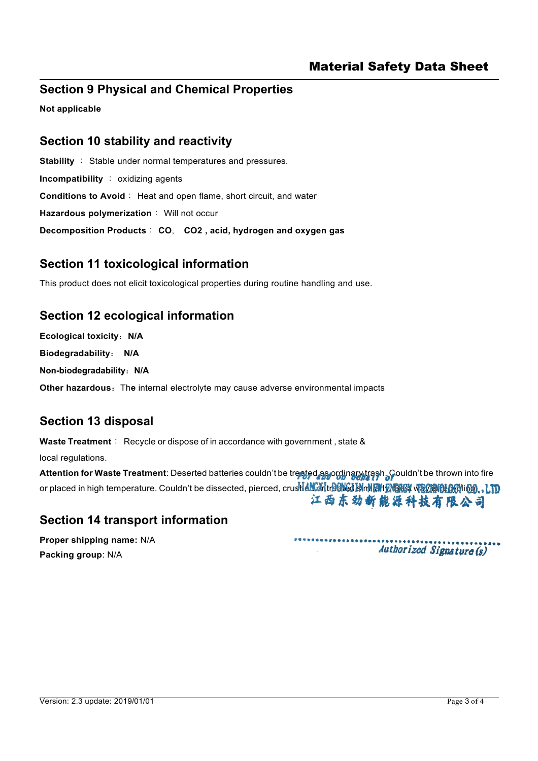## Section 9 Physical and Chemical Properties

**Not applicable**

## Section 10 stability and reactivity

**Stability** ： Stable under normal temperatures and pressures.

**Incompatibility** ： oxidizing agents

**Conditions to Avoid**： Heat and open flame, short circuit, and water

**Hazardous polymerization**： Will not occur

**Decomposition Products**： **CO、 $CO_2$ , acid, hydrogen and oxygen gas**

## Section 11 toxicological information

This product does not elicit toxicological properties during routine handling and use.

## Section 12 ecological information

**Ecological toxicity：N/A**

**Biodegradability： N/A**

**Non-biodegradability：N/A**

**Other hazardous：** The internal electrolyte may cause adverse environmental impacts

## Section 13 disposal

**Waste Treatment**： Recycle or dispose of in accordance with government , state & local regulations.

**Attention for Waste Treatment**: Deserted batteries couldn't be treated as ordinary trash. Couldn't be thrown into fire or placed in high temperature. Couldn't be dissected, pierced, crushed or treated similarly. Best way is recycling.

For and on behalf of
JIANGXI DONGJIN NEW ENERGY TECHNOLOGY CO., LTD
江西东劲新能源科技有限公司

## Section 14 transport information

**Proper shipping name:** N/A

**Packing group**: N/A

Authorized Signature(s)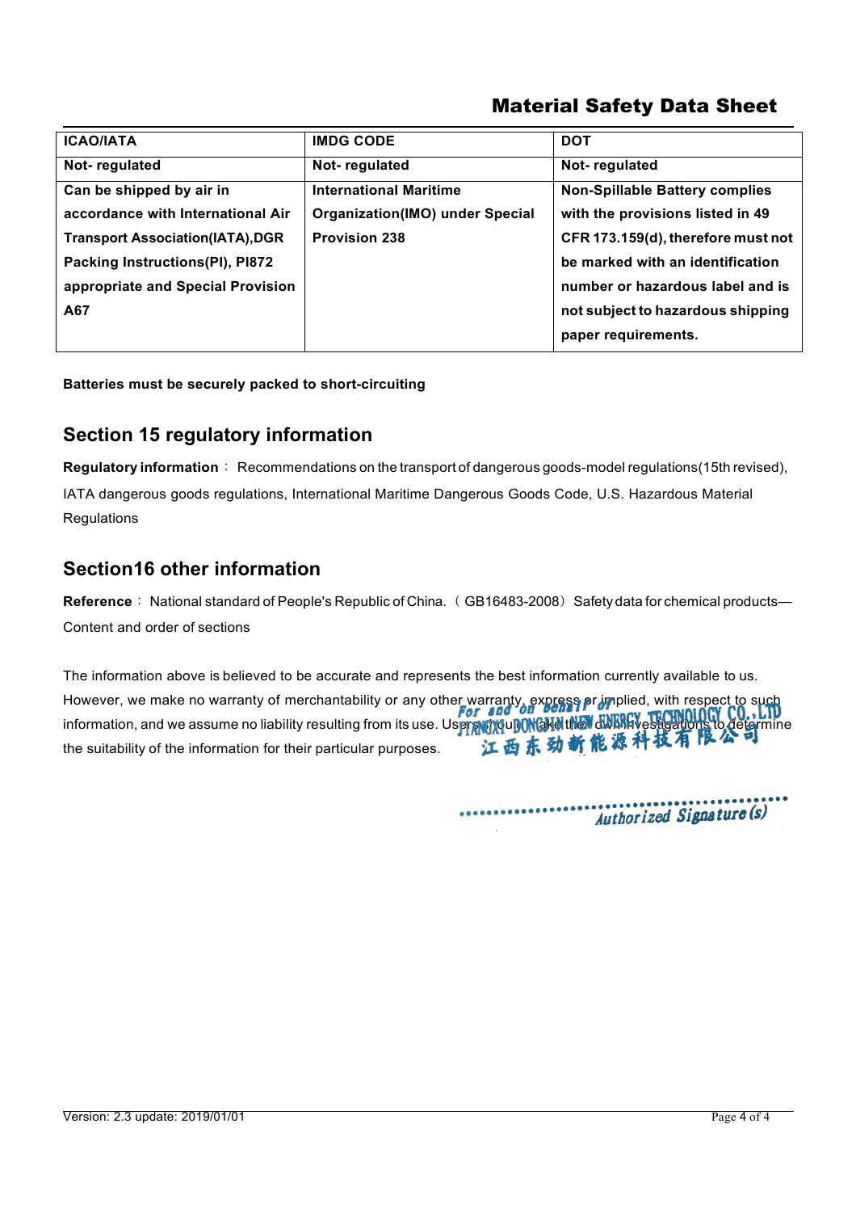| ICAO/IATA | IMDG CODE | DOT |
|---|---|---|
| **Not- regulated** | **Not- regulated** | **Not- regulated** |
| **Can be shipped by air in accordance with International Air Transport Association(IATA),DGR Packing Instructions(PI), PI872 appropriate and Special Provision A67** | **International Maritime Organization(IMO) under Special Provision 238** | **Non-Spillable Battery complies with the provisions listed in 49 CFR 173.159(d), therefore must not be marked with an identification number or hazardous label and is not subject to hazardous shipping paper requirements.** |

**Batteries must be securely packed to short-circuiting**

## Section 15 regulatory information

**Regulatory information**： Recommendations on the transport of dangerous goods-model regulations(15th revised), IATA dangerous goods regulations, International Maritime Dangerous Goods Code, U.S. Hazardous Material Regulations

## Section16 other information

**Reference**： National standard of People's Republic of China. （GB16483-2008）Safety data for chemical products—Content and order of sections

The information above is believed to be accurate and represents the best information currently available to us. However, we make no warranty of merchantability or any other warranty, express or implied, with respect to such information, and we assume no liability resulting from its use. Users should make their own investigations to determine the suitability of the information for their particular purposes.

For and on behalf of
JIANGXI DONGJIN NEW ENERGY TECHNOLOGY CO.,LTD
江西东劲新能源科技有限公司

Authorized Signature(s)

Version: 2.3 update: 2019/01/01